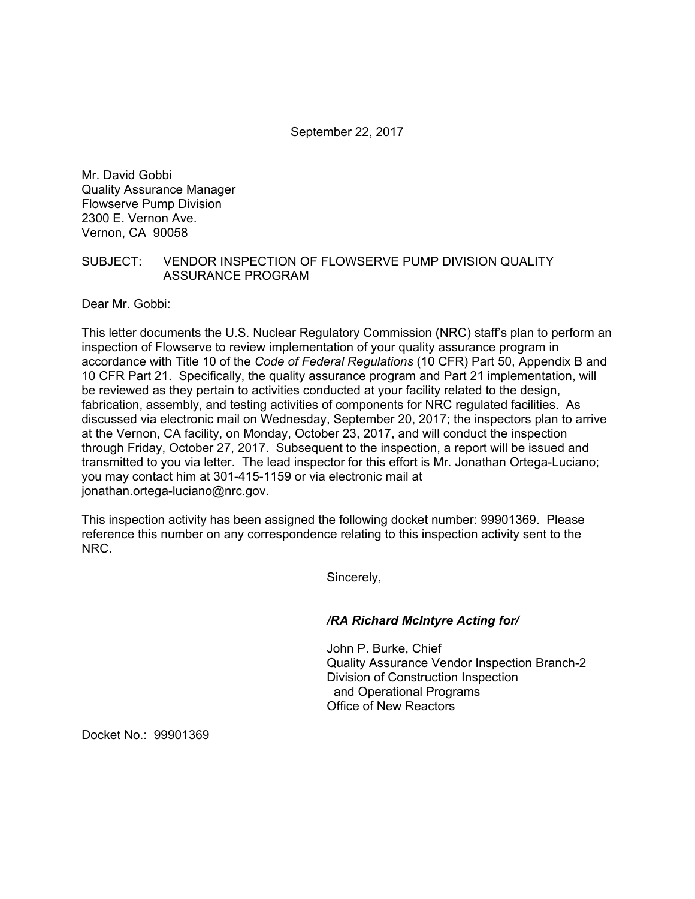September 22, 2017

Mr. David Gobbi
Quality Assurance Manager
Flowserve Pump Division
2300 E. Vernon Ave.
Vernon, CA 90058

SUBJECT: VENDOR INSPECTION OF FLOWSERVE PUMP DIVISION QUALITY ASSURANCE PROGRAM

Dear Mr. Gobbi:

This letter documents the U.S. Nuclear Regulatory Commission (NRC) staff's plan to perform an inspection of Flowserve to review implementation of your quality assurance program in accordance with Title 10 of the *Code of Federal Regulations* (10 CFR) Part 50, Appendix B and 10 CFR Part 21. Specifically, the quality assurance program and Part 21 implementation, will be reviewed as they pertain to activities conducted at your facility related to the design, fabrication, assembly, and testing activities of components for NRC regulated facilities. As discussed via electronic mail on Wednesday, September 20, 2017; the inspectors plan to arrive at the Vernon, CA facility, on Monday, October 23, 2017, and will conduct the inspection through Friday, October 27, 2017. Subsequent to the inspection, a report will be issued and transmitted to you via letter. The lead inspector for this effort is Mr. Jonathan Ortega-Luciano; you may contact him at 301-415-1159 or via electronic mail at jonathan.ortega-luciano@nrc.gov.

This inspection activity has been assigned the following docket number: 99901369. Please reference this number on any correspondence relating to this inspection activity sent to the NRC.

Sincerely,

***/RA Richard McIntyre Acting for/***

John P. Burke, Chief
Quality Assurance Vendor Inspection Branch-2
Division of Construction Inspection
and Operational Programs
Office of New Reactors

Docket No.: 99901369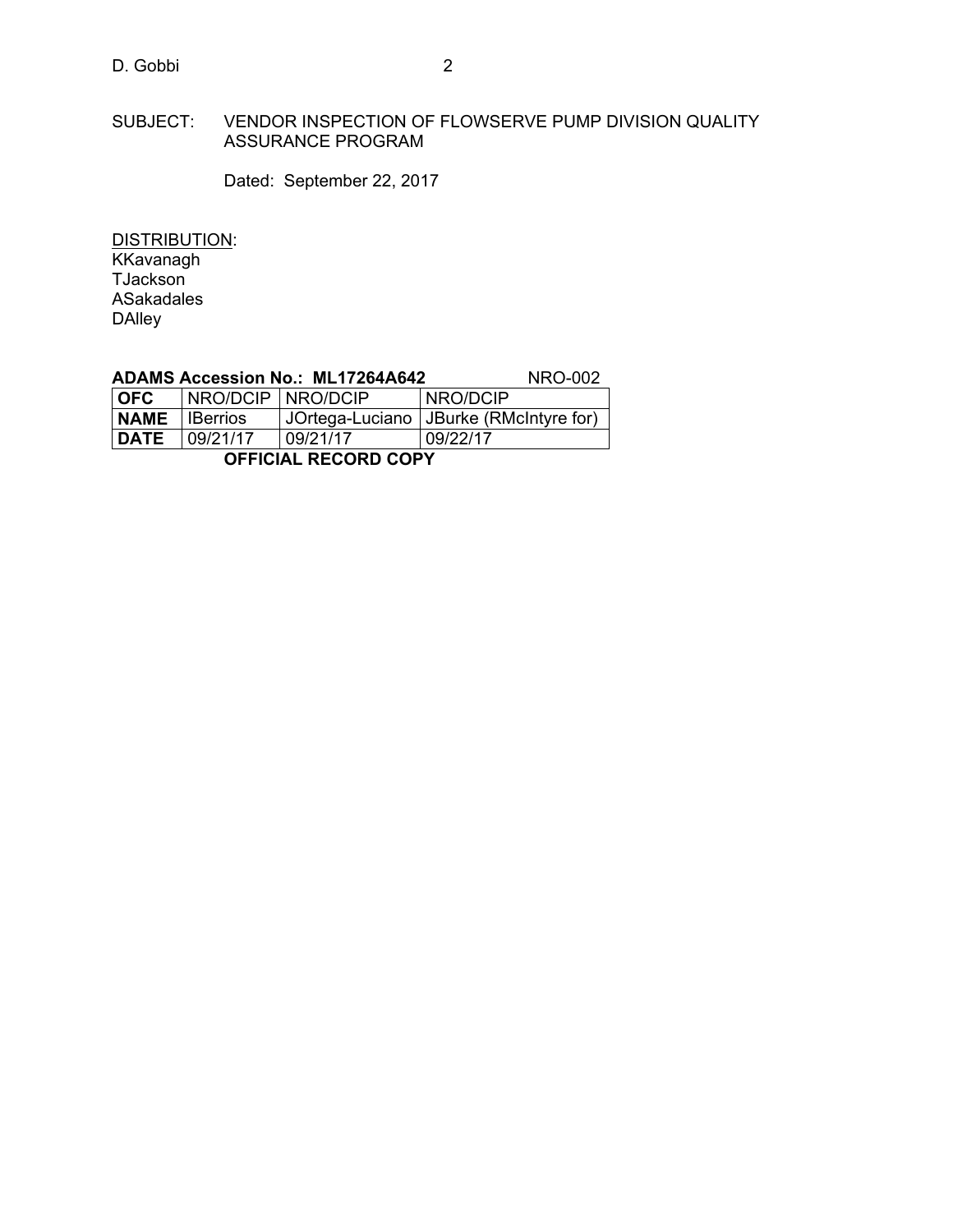SUBJECT: VENDOR INSPECTION OF FLOWSERVE PUMP DIVISION QUALITY ASSURANCE PROGRAM

Dated: September 22, 2017

DISTRIBUTION:
KKavanagh
TJackson
ASakadales
DAlley

**ADAMS Accession No.: ML17264A642** NRO-002

| **OFC** | NRO/DCIP | NRO/DCIP | NRO/DCIP |
|---|---|---|---|
| **NAME** | IBerrios | JOrtega-Luciano | JBurke (RMcIntyre for) |
| **DATE** | 09/21/17 | 09/21/17 | 09/22/17 |

**OFFICIAL RECORD COPY**